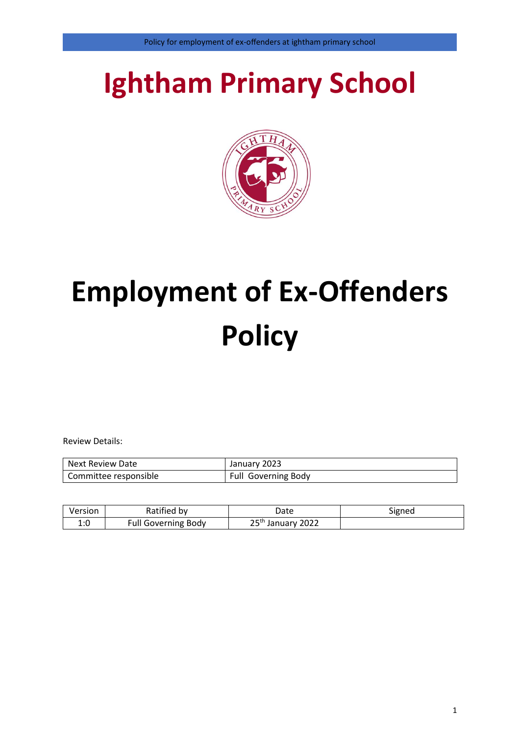# Ightham Primary School

# Employment of Ex-Offenders Policy

Review Details:

| Next Review Date | January 2023 |
|---|---|
| Committee responsible | Full Governing Body |

| Version | Ratified by | Date | Signed |
|---|---|---|---|
| 1:0 | Full Governing Body | 25th January 2022 | |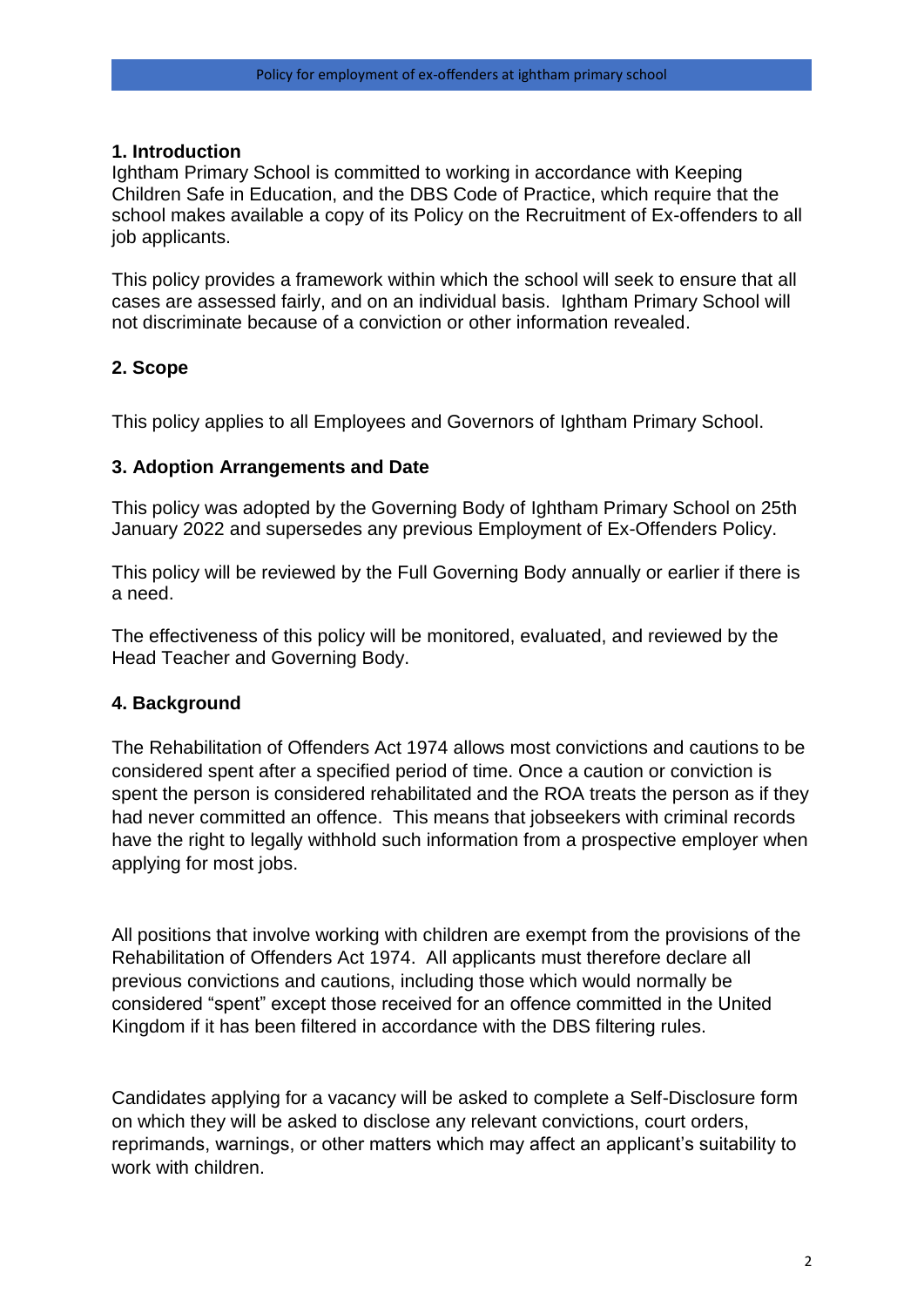## 1. Introduction

Ightham Primary School is committed to working in accordance with Keeping Children Safe in Education, and the DBS Code of Practice, which require that the school makes available a copy of its Policy on the Recruitment of Ex-offenders to all job applicants.

This policy provides a framework within which the school will seek to ensure that all cases are assessed fairly, and on an individual basis. Ightham Primary School will not discriminate because of a conviction or other information revealed.

## 2. Scope

This policy applies to all Employees and Governors of Ightham Primary School.

## 3. Adoption Arrangements and Date

This policy was adopted by the Governing Body of Ightham Primary School on 25th January 2022 and supersedes any previous Employment of Ex-Offenders Policy.

This policy will be reviewed by the Full Governing Body annually or earlier if there is a need.

The effectiveness of this policy will be monitored, evaluated, and reviewed by the Head Teacher and Governing Body.

## 4. Background

The Rehabilitation of Offenders Act 1974 allows most convictions and cautions to be considered spent after a specified period of time. Once a caution or conviction is spent the person is considered rehabilitated and the ROA treats the person as if they had never committed an offence. This means that jobseekers with criminal records have the right to legally withhold such information from a prospective employer when applying for most jobs.

All positions that involve working with children are exempt from the provisions of the Rehabilitation of Offenders Act 1974. All applicants must therefore declare all previous convictions and cautions, including those which would normally be considered "spent" except those received for an offence committed in the United Kingdom if it has been filtered in accordance with the DBS filtering rules.

Candidates applying for a vacancy will be asked to complete a Self-Disclosure form on which they will be asked to disclose any relevant convictions, court orders, reprimands, warnings, or other matters which may affect an applicant's suitability to work with children.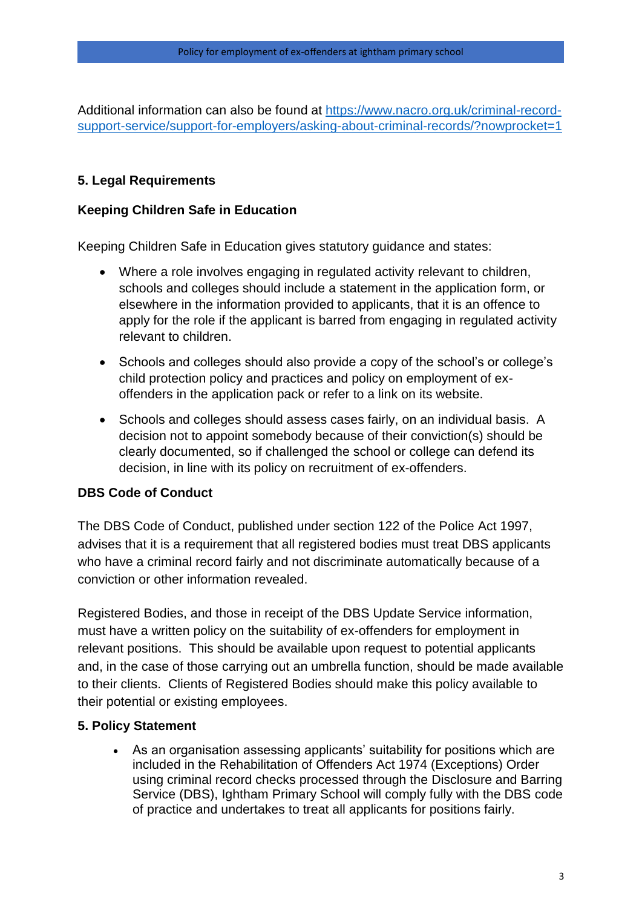Additional information can also be found at [https://www.nacro.org.uk/criminal-record-support-service/support-for-employers/asking-about-criminal-records/?nowprocket=1](https://www.nacro.org.uk/criminal-record-support-service/support-for-employers/asking-about-criminal-records/?nowprocket=1)

## 5. Legal Requirements

### Keeping Children Safe in Education

Keeping Children Safe in Education gives statutory guidance and states:

- Where a role involves engaging in regulated activity relevant to children, schools and colleges should include a statement in the application form, or elsewhere in the information provided to applicants, that it is an offence to apply for the role if the applicant is barred from engaging in regulated activity relevant to children.
- Schools and colleges should also provide a copy of the school's or college's child protection policy and practices and policy on employment of ex-offenders in the application pack or refer to a link on its website.
- Schools and colleges should assess cases fairly, on an individual basis. A decision not to appoint somebody because of their conviction(s) should be clearly documented, so if challenged the school or college can defend its decision, in line with its policy on recruitment of ex-offenders.

### DBS Code of Conduct

The DBS Code of Conduct, published under section 122 of the Police Act 1997, advises that it is a requirement that all registered bodies must treat DBS applicants who have a criminal record fairly and not discriminate automatically because of a conviction or other information revealed.

Registered Bodies, and those in receipt of the DBS Update Service information, must have a written policy on the suitability of ex-offenders for employment in relevant positions. This should be available upon request to potential applicants and, in the case of those carrying out an umbrella function, should be made available to their clients. Clients of Registered Bodies should make this policy available to their potential or existing employees.

## 5. Policy Statement

- As an organisation assessing applicants' suitability for positions which are included in the Rehabilitation of Offenders Act 1974 (Exceptions) Order using criminal record checks processed through the Disclosure and Barring Service (DBS), Ightham Primary School will comply fully with the DBS code of practice and undertakes to treat all applicants for positions fairly.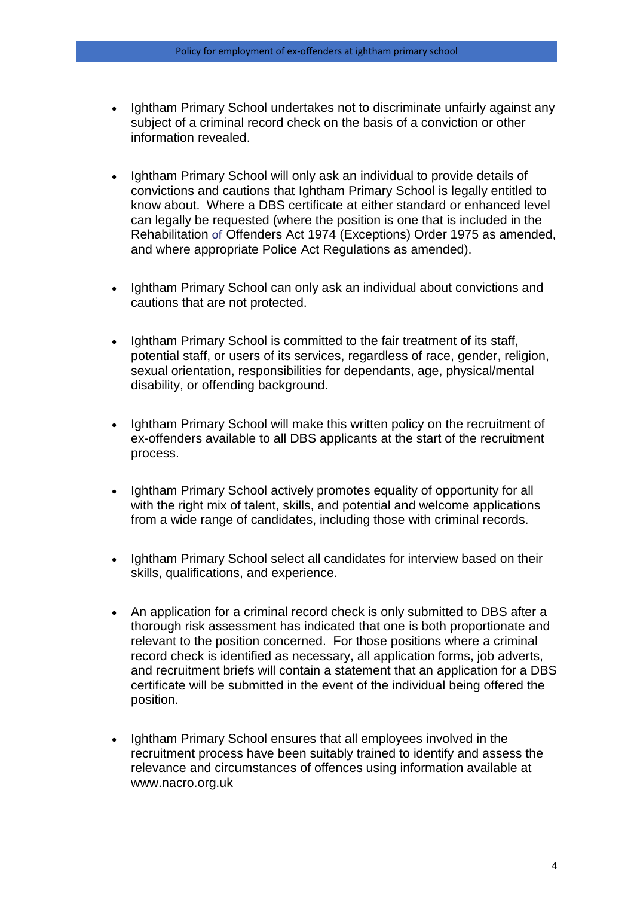- Ightham Primary School undertakes not to discriminate unfairly against any subject of a criminal record check on the basis of a conviction or other information revealed.

- Ightham Primary School will only ask an individual to provide details of convictions and cautions that Ightham Primary School is legally entitled to know about. Where a DBS certificate at either standard or enhanced level can legally be requested (where the position is one that is included in the Rehabilitation of Offenders Act 1974 (Exceptions) Order 1975 as amended, and where appropriate Police Act Regulations as amended).

- Ightham Primary School can only ask an individual about convictions and cautions that are not protected.

- Ightham Primary School is committed to the fair treatment of its staff, potential staff, or users of its services, regardless of race, gender, religion, sexual orientation, responsibilities for dependants, age, physical/mental disability, or offending background.

- Ightham Primary School will make this written policy on the recruitment of ex-offenders available to all DBS applicants at the start of the recruitment process.

- Ightham Primary School actively promotes equality of opportunity for all with the right mix of talent, skills, and potential and welcome applications from a wide range of candidates, including those with criminal records.

- Ightham Primary School select all candidates for interview based on their skills, qualifications, and experience.

- An application for a criminal record check is only submitted to DBS after a thorough risk assessment has indicated that one is both proportionate and relevant to the position concerned. For those positions where a criminal record check is identified as necessary, all application forms, job adverts, and recruitment briefs will contain a statement that an application for a DBS certificate will be submitted in the event of the individual being offered the position.

- Ightham Primary School ensures that all employees involved in the recruitment process have been suitably trained to identify and assess the relevance and circumstances of offences using information available at www.nacro.org.uk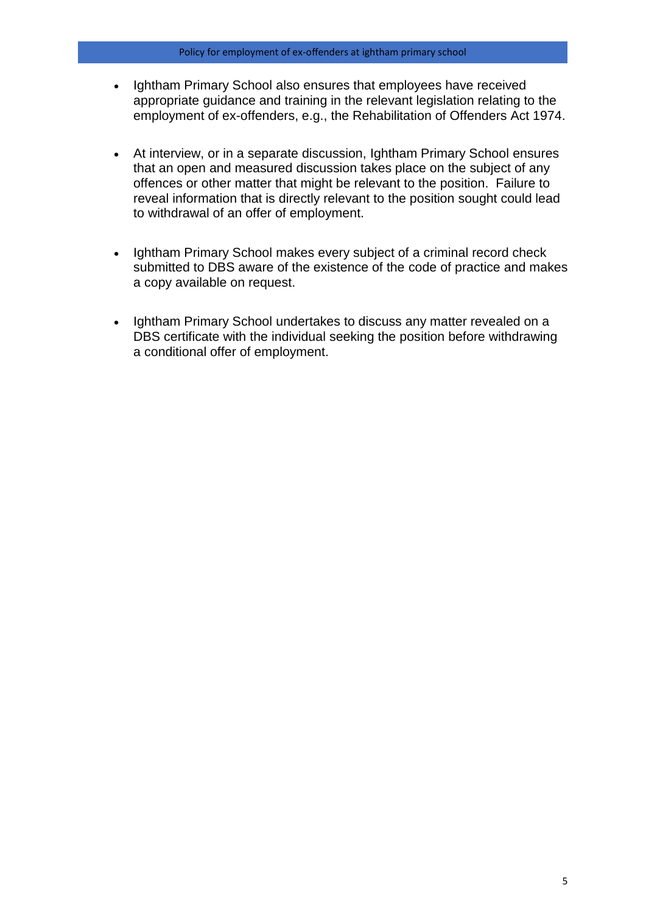- Ightham Primary School also ensures that employees have received appropriate guidance and training in the relevant legislation relating to the employment of ex-offenders, e.g., the Rehabilitation of Offenders Act 1974.

- At interview, or in a separate discussion, Ightham Primary School ensures that an open and measured discussion takes place on the subject of any offences or other matter that might be relevant to the position. Failure to reveal information that is directly relevant to the position sought could lead to withdrawal of an offer of employment.

- Ightham Primary School makes every subject of a criminal record check submitted to DBS aware of the existence of the code of practice and makes a copy available on request.

- Ightham Primary School undertakes to discuss any matter revealed on a DBS certificate with the individual seeking the position before withdrawing a conditional offer of employment.